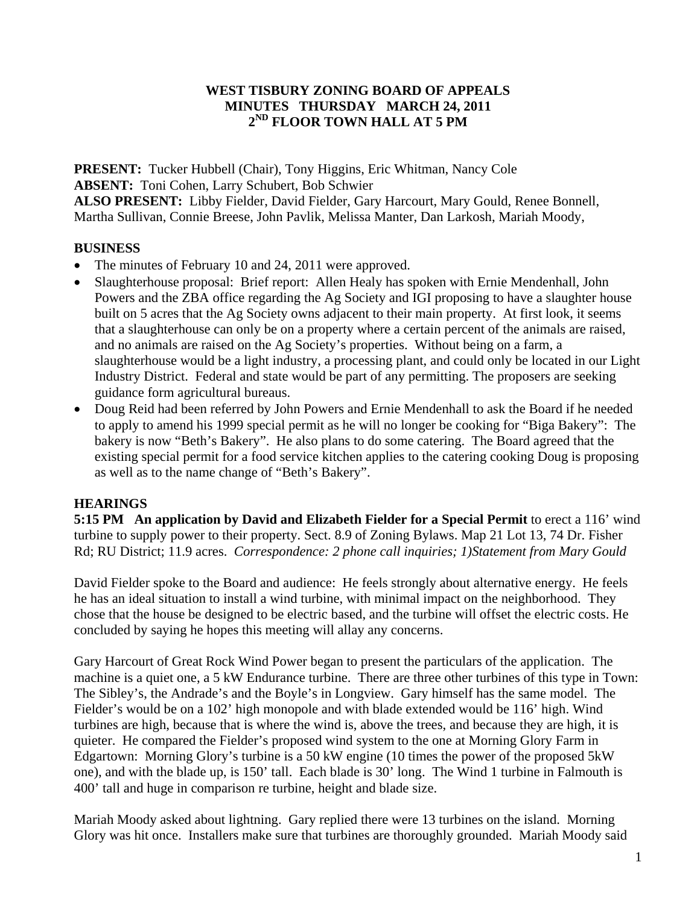**WEST TISBURY ZONING BOARD OF APPEALS**
**MINUTES THURSDAY MARCH 24, 2011**
**2ND FLOOR TOWN HALL AT 5 PM**

**PRESENT:** Tucker Hubbell (Chair), Tony Higgins, Eric Whitman, Nancy Cole
**ABSENT:** Toni Cohen, Larry Schubert, Bob Schwier
**ALSO PRESENT:** Libby Fielder, David Fielder, Gary Harcourt, Mary Gould, Renee Bonnell, Martha Sullivan, Connie Breese, John Pavlik, Melissa Manter, Dan Larkosh, Mariah Moody,

## BUSINESS

- The minutes of February 10 and 24, 2011 were approved.
- Slaughterhouse proposal: Brief report: Allen Healy has spoken with Ernie Mendenhall, John Powers and the ZBA office regarding the Ag Society and IGI proposing to have a slaughter house built on 5 acres that the Ag Society owns adjacent to their main property. At first look, it seems that a slaughterhouse can only be on a property where a certain percent of the animals are raised, and no animals are raised on the Ag Society's properties. Without being on a farm, a slaughterhouse would be a light industry, a processing plant, and could only be located in our Light Industry District. Federal and state would be part of any permitting. The proposers are seeking guidance form agricultural bureaus.
- Doug Reid had been referred by John Powers and Ernie Mendenhall to ask the Board if he needed to apply to amend his 1999 special permit as he will no longer be cooking for "Biga Bakery": The bakery is now "Beth's Bakery". He also plans to do some catering. The Board agreed that the existing special permit for a food service kitchen applies to the catering cooking Doug is proposing as well as to the name change of "Beth's Bakery".

## HEARINGS

**5:15 PM An application by David and Elizabeth Fielder for a Special Permit** to erect a 116' wind turbine to supply power to their property. Sect. 8.9 of Zoning Bylaws. Map 21 Lot 13, 74 Dr. Fisher Rd; RU District; 11.9 acres. *Correspondence: 2 phone call inquiries; 1)Statement from Mary Gould*

David Fielder spoke to the Board and audience: He feels strongly about alternative energy. He feels he has an ideal situation to install a wind turbine, with minimal impact on the neighborhood. They chose that the house be designed to be electric based, and the turbine will offset the electric costs. He concluded by saying he hopes this meeting will allay any concerns.

Gary Harcourt of Great Rock Wind Power began to present the particulars of the application. The machine is a quiet one, a 5 kW Endurance turbine. There are three other turbines of this type in Town: The Sibley's, the Andrade's and the Boyle's in Longview. Gary himself has the same model. The Fielder's would be on a 102' high monopole and with blade extended would be 116' high. Wind turbines are high, because that is where the wind is, above the trees, and because they are high, it is quieter. He compared the Fielder's proposed wind system to the one at Morning Glory Farm in Edgartown: Morning Glory's turbine is a 50 kW engine (10 times the power of the proposed 5kW one), and with the blade up, is 150' tall. Each blade is 30' long. The Wind 1 turbine in Falmouth is 400' tall and huge in comparison re turbine, height and blade size.

Mariah Moody asked about lightning. Gary replied there were 13 turbines on the island. Morning Glory was hit once. Installers make sure that turbines are thoroughly grounded. Mariah Moody said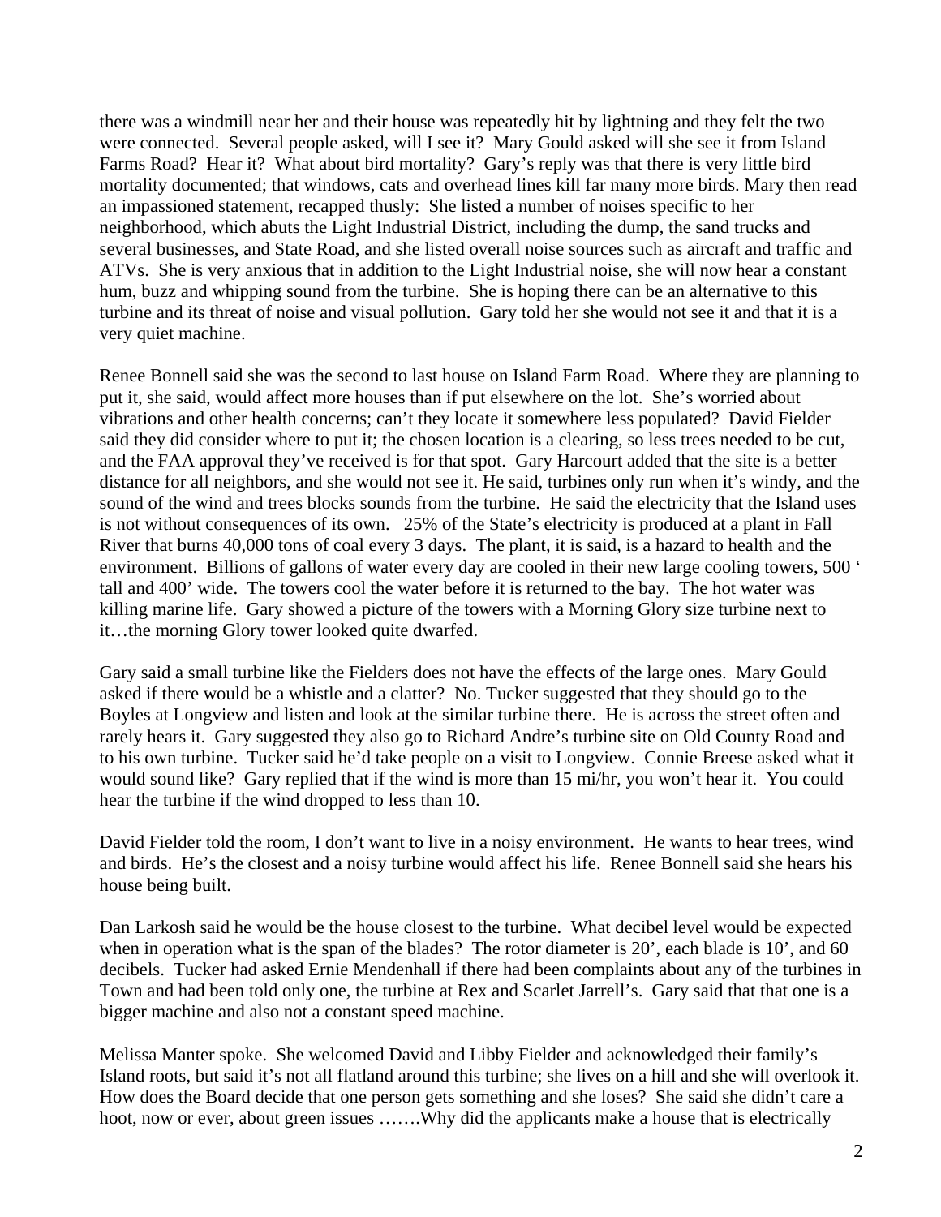there was a windmill near her and their house was repeatedly hit by lightning and they felt the two were connected. Several people asked, will I see it? Mary Gould asked will she see it from Island Farms Road? Hear it? What about bird mortality? Gary's reply was that there is very little bird mortality documented; that windows, cats and overhead lines kill far many more birds. Mary then read an impassioned statement, recapped thusly: She listed a number of noises specific to her neighborhood, which abuts the Light Industrial District, including the dump, the sand trucks and several businesses, and State Road, and she listed overall noise sources such as aircraft and traffic and ATVs. She is very anxious that in addition to the Light Industrial noise, she will now hear a constant hum, buzz and whipping sound from the turbine. She is hoping there can be an alternative to this turbine and its threat of noise and visual pollution. Gary told her she would not see it and that it is a very quiet machine.

Renee Bonnell said she was the second to last house on Island Farm Road. Where they are planning to put it, she said, would affect more houses than if put elsewhere on the lot. She's worried about vibrations and other health concerns; can't they locate it somewhere less populated? David Fielder said they did consider where to put it; the chosen location is a clearing, so less trees needed to be cut, and the FAA approval they've received is for that spot. Gary Harcourt added that the site is a better distance for all neighbors, and she would not see it. He said, turbines only run when it's windy, and the sound of the wind and trees blocks sounds from the turbine. He said the electricity that the Island uses is not without consequences of its own. 25% of the State's electricity is produced at a plant in Fall River that burns 40,000 tons of coal every 3 days. The plant, it is said, is a hazard to health and the environment. Billions of gallons of water every day are cooled in their new large cooling towers, 500 ' tall and 400' wide. The towers cool the water before it is returned to the bay. The hot water was killing marine life. Gary showed a picture of the towers with a Morning Glory size turbine next to it…the morning Glory tower looked quite dwarfed.

Gary said a small turbine like the Fielders does not have the effects of the large ones. Mary Gould asked if there would be a whistle and a clatter? No. Tucker suggested that they should go to the Boyles at Longview and listen and look at the similar turbine there. He is across the street often and rarely hears it. Gary suggested they also go to Richard Andre's turbine site on Old County Road and to his own turbine. Tucker said he'd take people on a visit to Longview. Connie Breese asked what it would sound like? Gary replied that if the wind is more than 15 mi/hr, you won't hear it. You could hear the turbine if the wind dropped to less than 10.

David Fielder told the room, I don't want to live in a noisy environment. He wants to hear trees, wind and birds. He's the closest and a noisy turbine would affect his life. Renee Bonnell said she hears his house being built.

Dan Larkosh said he would be the house closest to the turbine. What decibel level would be expected when in operation what is the span of the blades? The rotor diameter is 20', each blade is 10', and 60 decibels. Tucker had asked Ernie Mendenhall if there had been complaints about any of the turbines in Town and had been told only one, the turbine at Rex and Scarlet Jarrell's. Gary said that that one is a bigger machine and also not a constant speed machine.

Melissa Manter spoke. She welcomed David and Libby Fielder and acknowledged their family's Island roots, but said it's not all flatland around this turbine; she lives on a hill and she will overlook it. How does the Board decide that one person gets something and she loses? She said she didn't care a hoot, now or ever, about green issues …….Why did the applicants make a house that is electrically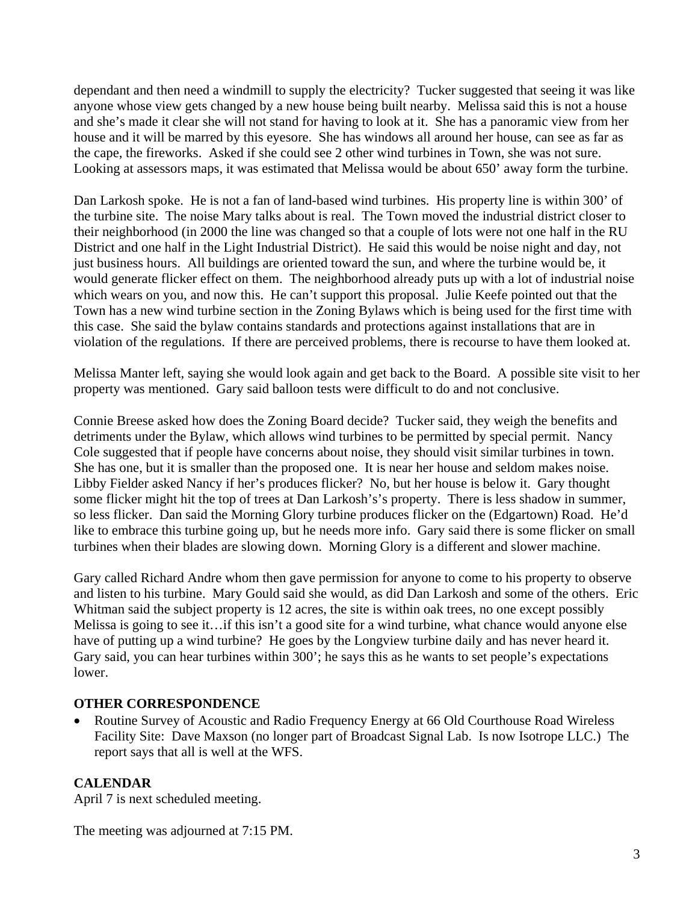dependant and then need a windmill to supply the electricity? Tucker suggested that seeing it was like anyone whose view gets changed by a new house being built nearby. Melissa said this is not a house and she's made it clear she will not stand for having to look at it. She has a panoramic view from her house and it will be marred by this eyesore. She has windows all around her house, can see as far as the cape, the fireworks. Asked if she could see 2 other wind turbines in Town, she was not sure. Looking at assessors maps, it was estimated that Melissa would be about 650' away form the turbine.

Dan Larkosh spoke. He is not a fan of land-based wind turbines. His property line is within 300' of the turbine site. The noise Mary talks about is real. The Town moved the industrial district closer to their neighborhood (in 2000 the line was changed so that a couple of lots were not one half in the RU District and one half in the Light Industrial District). He said this would be noise night and day, not just business hours. All buildings are oriented toward the sun, and where the turbine would be, it would generate flicker effect on them. The neighborhood already puts up with a lot of industrial noise which wears on you, and now this. He can't support this proposal. Julie Keefe pointed out that the Town has a new wind turbine section in the Zoning Bylaws which is being used for the first time with this case. She said the bylaw contains standards and protections against installations that are in violation of the regulations. If there are perceived problems, there is recourse to have them looked at.

Melissa Manter left, saying she would look again and get back to the Board. A possible site visit to her property was mentioned. Gary said balloon tests were difficult to do and not conclusive.

Connie Breese asked how does the Zoning Board decide? Tucker said, they weigh the benefits and detriments under the Bylaw, which allows wind turbines to be permitted by special permit. Nancy Cole suggested that if people have concerns about noise, they should visit similar turbines in town. She has one, but it is smaller than the proposed one. It is near her house and seldom makes noise. Libby Fielder asked Nancy if her's produces flicker? No, but her house is below it. Gary thought some flicker might hit the top of trees at Dan Larkosh's's property. There is less shadow in summer, so less flicker. Dan said the Morning Glory turbine produces flicker on the (Edgartown) Road. He'd like to embrace this turbine going up, but he needs more info. Gary said there is some flicker on small turbines when their blades are slowing down. Morning Glory is a different and slower machine.

Gary called Richard Andre whom then gave permission for anyone to come to his property to observe and listen to his turbine. Mary Gould said she would, as did Dan Larkosh and some of the others. Eric Whitman said the subject property is 12 acres, the site is within oak trees, no one except possibly Melissa is going to see it…if this isn't a good site for a wind turbine, what chance would anyone else have of putting up a wind turbine? He goes by the Longview turbine daily and has never heard it. Gary said, you can hear turbines within 300'; he says this as he wants to set people's expectations lower.

## OTHER CORRESPONDENCE

- Routine Survey of Acoustic and Radio Frequency Energy at 66 Old Courthouse Road Wireless Facility Site: Dave Maxson (no longer part of Broadcast Signal Lab. Is now Isotrope LLC.) The report says that all is well at the WFS.

## CALENDAR

April 7 is next scheduled meeting.

The meeting was adjourned at 7:15 PM.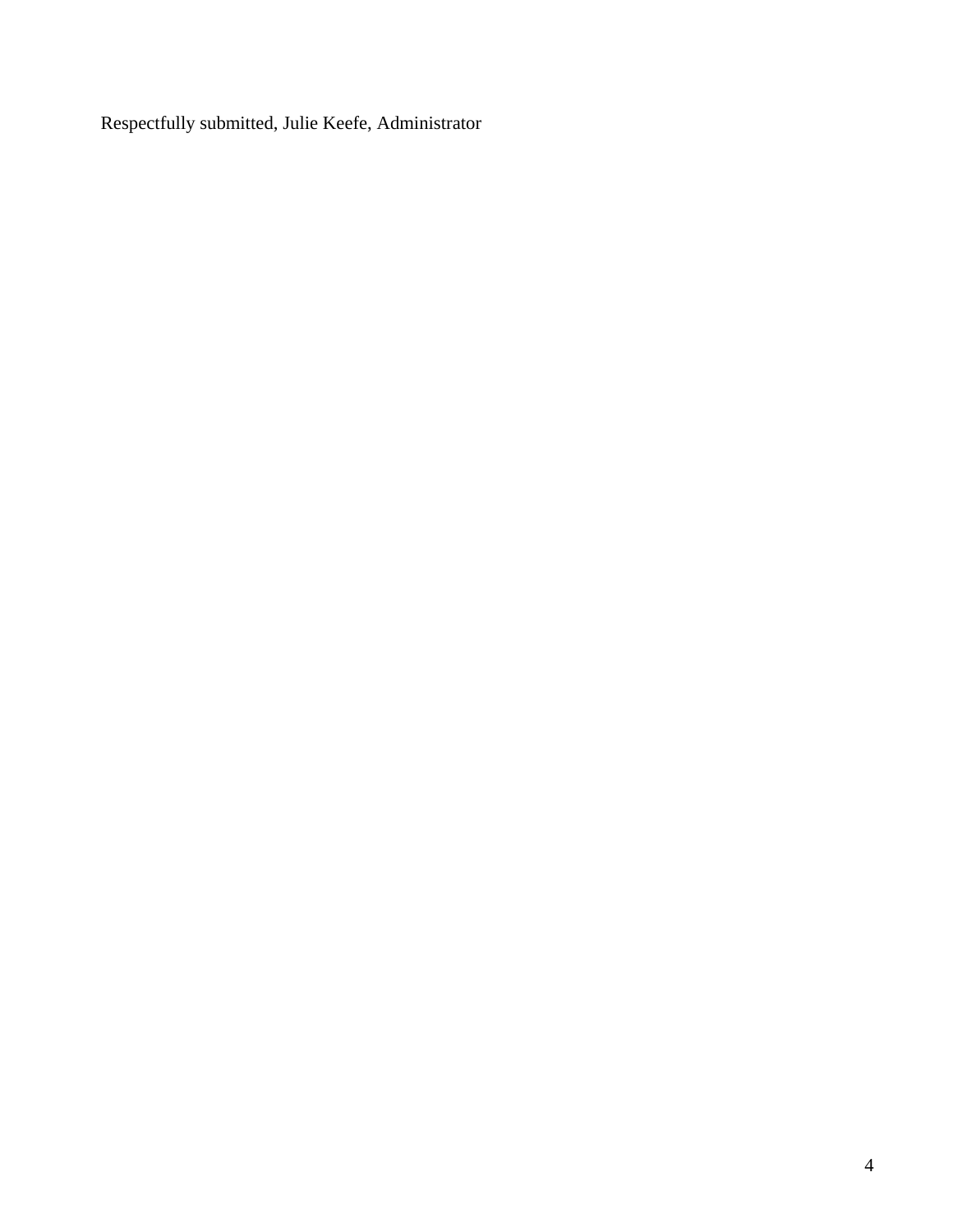Respectfully submitted, Julie Keefe, Administrator